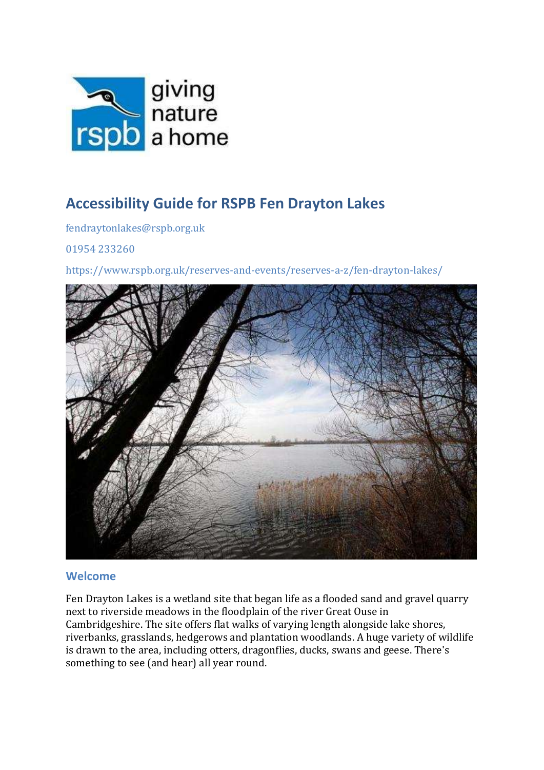# Accessibility Guide for RSPB Fen Drayton Lakes

fendraytonlakes@rspb.org.uk

01954 233260

https://www.rspb.org.uk/reserves-and-events/reserves-a-z/fen-drayton-lakes/

## Welcome

Fen Drayton Lakes is a wetland site that began life as a flooded sand and gravel quarry next to riverside meadows in the floodplain of the river Great Ouse in Cambridgeshire. The site offers flat walks of varying length alongside lake shores, riverbanks, grasslands, hedgerows and plantation woodlands. A huge variety of wildlife is drawn to the area, including otters, dragonflies, ducks, swans and geese. There's something to see (and hear) all year round.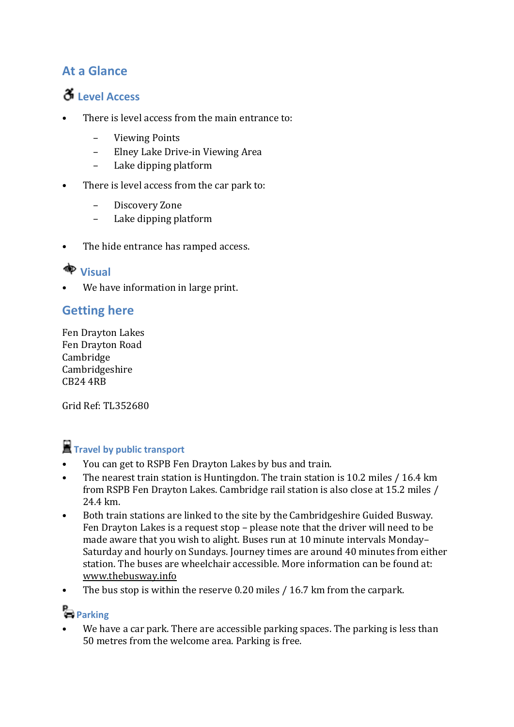## At a Glance

### Level Access

- There is level access from the main entrance to:
  - Viewing Points
  - Elney Lake Drive-in Viewing Area
  - Lake dipping platform
- There is level access from the car park to:
  - Discovery Zone
  - Lake dipping platform
- The hide entrance has ramped access.

### Visual

- We have information in large print.

## Getting here

Fen Drayton Lakes
Fen Drayton Road
Cambridge
Cambridgeshire
CB24 4RB

Grid Ref: TL352680

### Travel by public transport

- You can get to RSPB Fen Drayton Lakes by bus and train.
- The nearest train station is Huntingdon. The train station is 10.2 miles / 16.4 km from RSPB Fen Drayton Lakes. Cambridge rail station is also close at 15.2 miles / 24.4 km.
- Both train stations are linked to the site by the Cambridgeshire Guided Busway. Fen Drayton Lakes is a request stop – please note that the driver will need to be made aware that you wish to alight. Buses run at 10 minute intervals Monday–Saturday and hourly on Sundays. Journey times are around 40 minutes from either station. The buses are wheelchair accessible. More information can be found at: www.thebusway.info
- The bus stop is within the reserve 0.20 miles / 16.7 km from the carpark.

### Parking

- We have a car park. There are accessible parking spaces. The parking is less than 50 metres from the welcome area. Parking is free.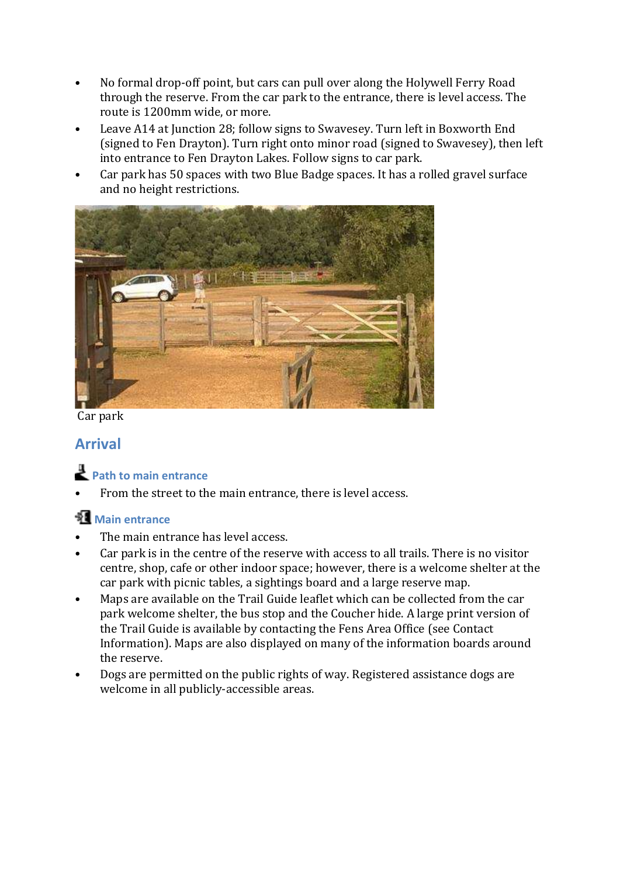- No formal drop-off point, but cars can pull over along the Holywell Ferry Road through the reserve. From the car park to the entrance, there is level access. The route is 1200mm wide, or more.
- Leave A14 at Junction 28; follow signs to Swavesey. Turn left in Boxworth End (signed to Fen Drayton). Turn right onto minor road (signed to Swavesey), then left into entrance to Fen Drayton Lakes. Follow signs to car park.
- Car park has 50 spaces with two Blue Badge spaces. It has a rolled gravel surface and no height restrictions.

Car park

## Arrival

### Path to main entrance

- From the street to the main entrance, there is level access.

### Main entrance

- The main entrance has level access.
- Car park is in the centre of the reserve with access to all trails. There is no visitor centre, shop, cafe or other indoor space; however, there is a welcome shelter at the car park with picnic tables, a sightings board and a large reserve map.
- Maps are available on the Trail Guide leaflet which can be collected from the car park welcome shelter, the bus stop and the Coucher hide. A large print version of the Trail Guide is available by contacting the Fens Area Office (see Contact Information). Maps are also displayed on many of the information boards around the reserve.
- Dogs are permitted on the public rights of way. Registered assistance dogs are welcome in all publicly-accessible areas.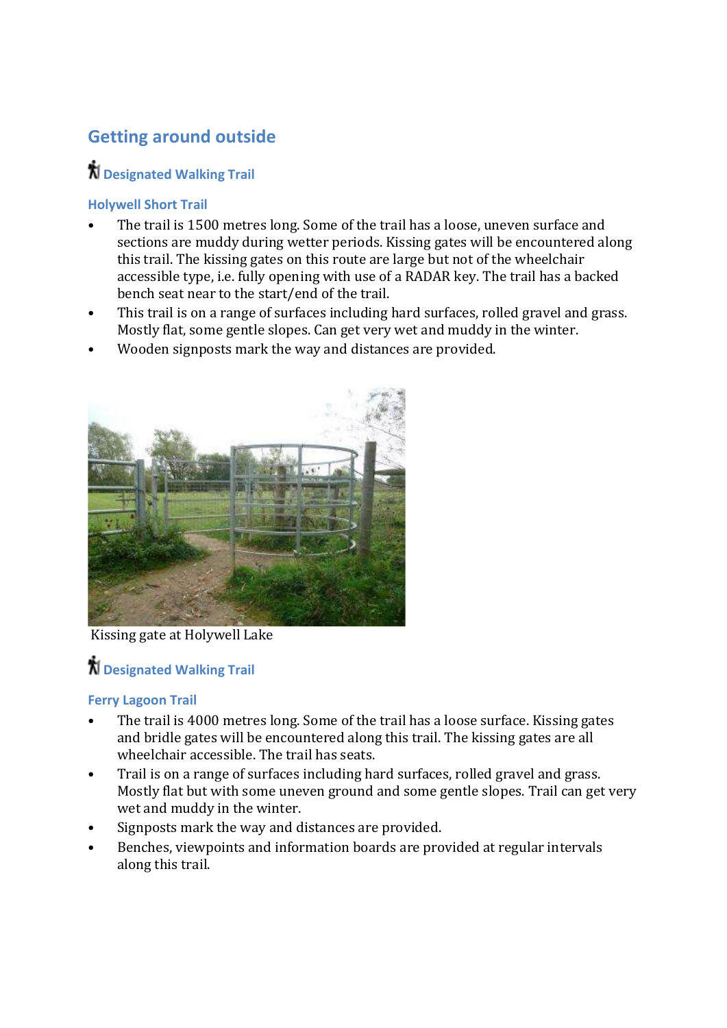## Getting around outside

### Designated Walking Trail

#### Holywell Short Trail

- The trail is 1500 metres long. Some of the trail has a loose, uneven surface and sections are muddy during wetter periods. Kissing gates will be encountered along this trail. The kissing gates on this route are large but not of the wheelchair accessible type, i.e. fully opening with use of a RADAR key. The trail has a backed bench seat near to the start/end of the trail.
- This trail is on a range of surfaces including hard surfaces, rolled gravel and grass. Mostly flat, some gentle slopes. Can get very wet and muddy in the winter.
- Wooden signposts mark the way and distances are provided.

Kissing gate at Holywell Lake

### Designated Walking Trail

#### Ferry Lagoon Trail

- The trail is 4000 metres long. Some of the trail has a loose surface. Kissing gates and bridle gates will be encountered along this trail. The kissing gates are all wheelchair accessible. The trail has seats.
- Trail is on a range of surfaces including hard surfaces, rolled gravel and grass. Mostly flat but with some uneven ground and some gentle slopes. Trail can get very wet and muddy in the winter.
- Signposts mark the way and distances are provided.
- Benches, viewpoints and information boards are provided at regular intervals along this trail.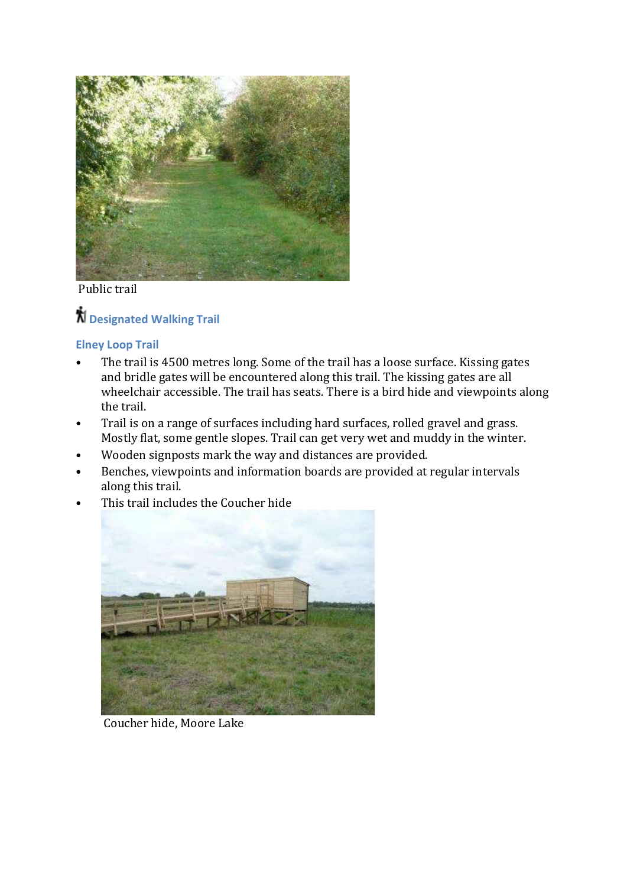Public trail

## Designated Walking Trail

### Elney Loop Trail

- The trail is 4500 metres long. Some of the trail has a loose surface. Kissing gates and bridle gates will be encountered along this trail. The kissing gates are all wheelchair accessible. The trail has seats. There is a bird hide and viewpoints along the trail.
- Trail is on a range of surfaces including hard surfaces, rolled gravel and grass. Mostly flat, some gentle slopes. Trail can get very wet and muddy in the winter.
- Wooden signposts mark the way and distances are provided.
- Benches, viewpoints and information boards are provided at regular intervals along this trail.
- This trail includes the Coucher hide

Coucher hide, Moore Lake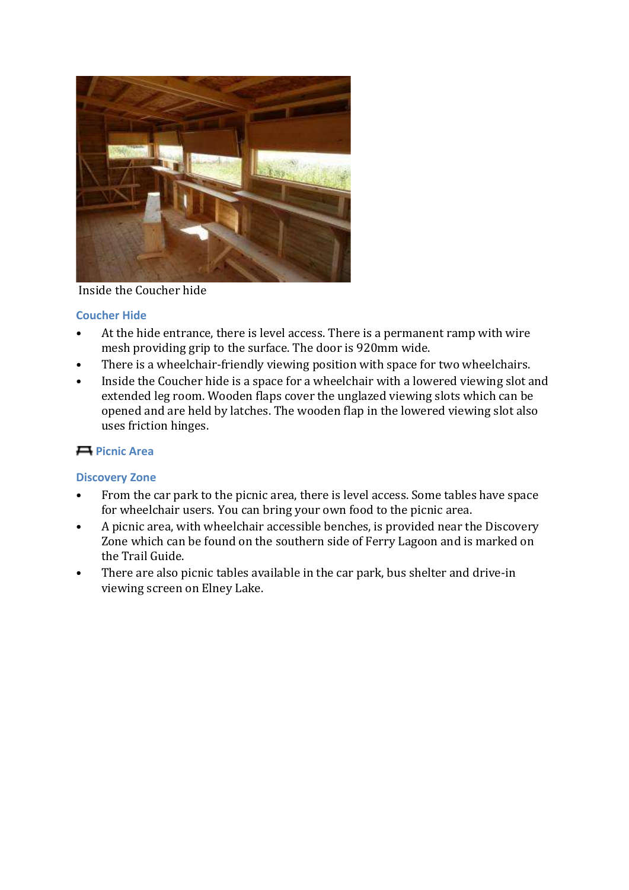Inside the Coucher hide

### Coucher Hide

- At the hide entrance, there is level access. There is a permanent ramp with wire mesh providing grip to the surface. The door is 920mm wide.
- There is a wheelchair-friendly viewing position with space for two wheelchairs.
- Inside the Coucher hide is a space for a wheelchair with a lowered viewing slot and extended leg room. Wooden flaps cover the unglazed viewing slots which can be opened and are held by latches. The wooden flap in the lowered viewing slot also uses friction hinges.

### Picnic Area

### Discovery Zone

- From the car park to the picnic area, there is level access. Some tables have space for wheelchair users. You can bring your own food to the picnic area.
- A picnic area, with wheelchair accessible benches, is provided near the Discovery Zone which can be found on the southern side of Ferry Lagoon and is marked on the Trail Guide.
- There are also picnic tables available in the car park, bus shelter and drive-in viewing screen on Elney Lake.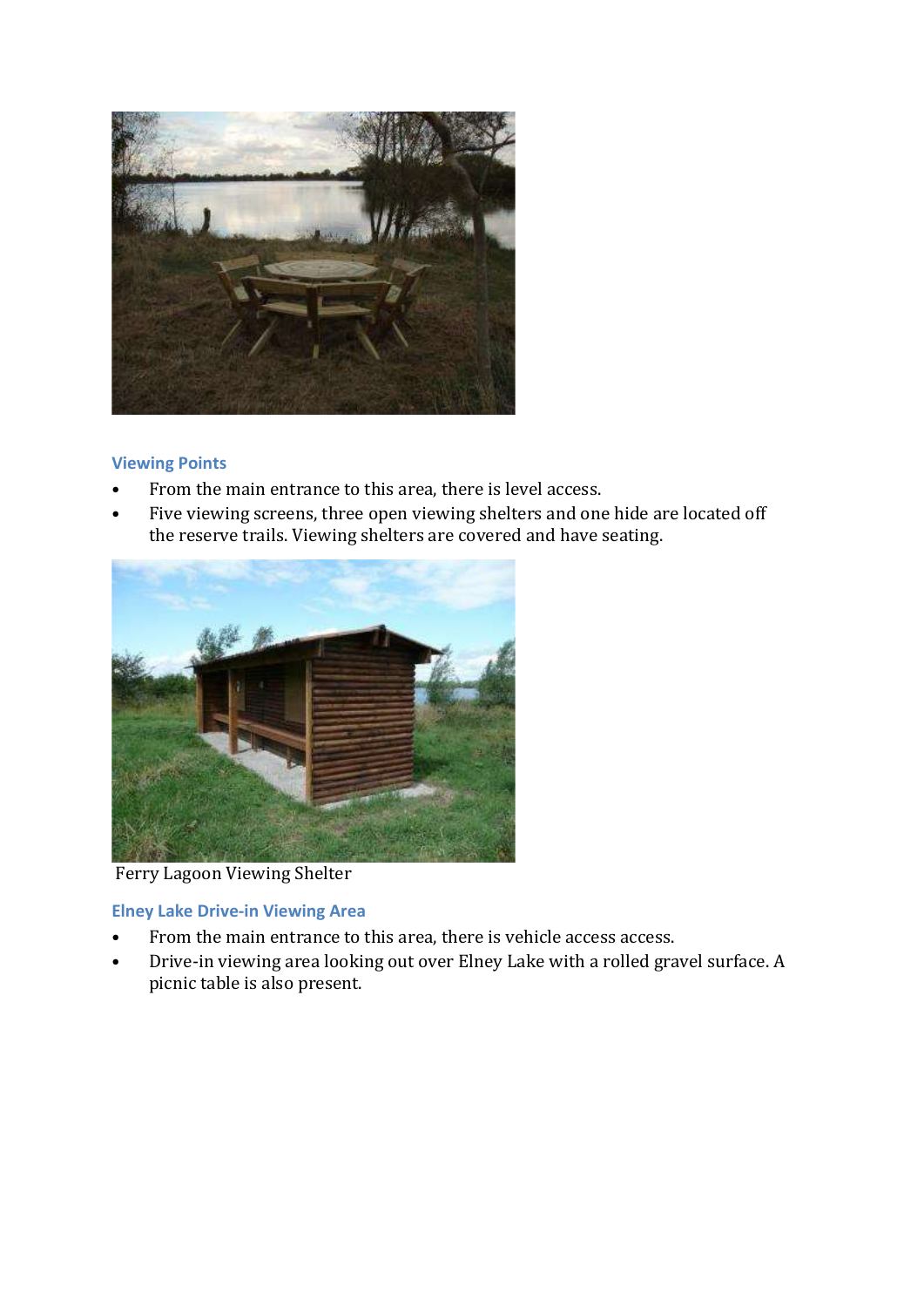## Viewing Points

- From the main entrance to this area, there is level access.
- Five viewing screens, three open viewing shelters and one hide are located off the reserve trails. Viewing shelters are covered and have seating.

Ferry Lagoon Viewing Shelter

## Elney Lake Drive-in Viewing Area

- From the main entrance to this area, there is vehicle access access.
- Drive-in viewing area looking out over Elney Lake with a rolled gravel surface. A picnic table is also present.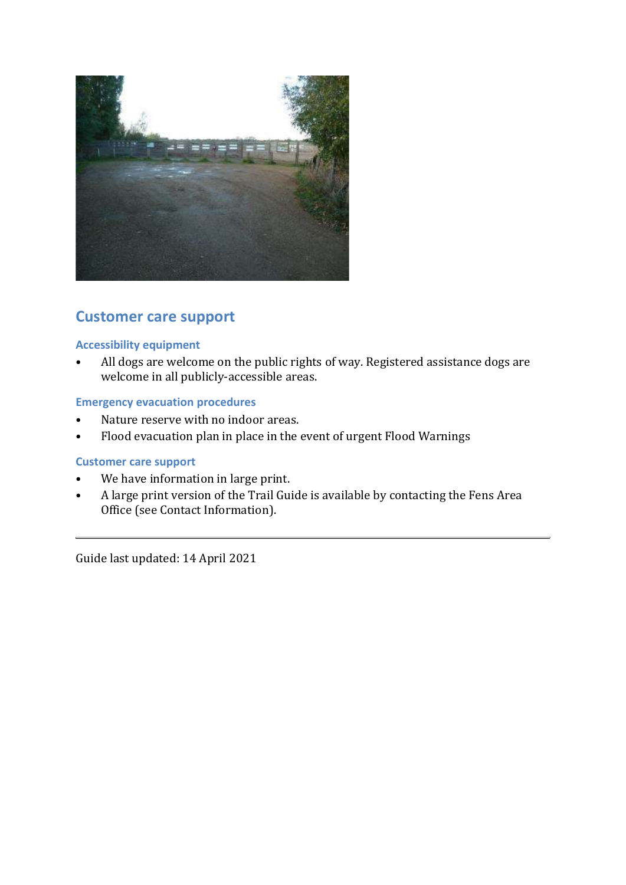## Customer care support

### Accessibility equipment

- All dogs are welcome on the public rights of way. Registered assistance dogs are welcome in all publicly-accessible areas.

### Emergency evacuation procedures

- Nature reserve with no indoor areas.
- Flood evacuation plan in place in the event of urgent Flood Warnings

### Customer care support

- We have information in large print.
- A large print version of the Trail Guide is available by contacting the Fens Area Office (see Contact Information).

---

Guide last updated: 14 April 2021